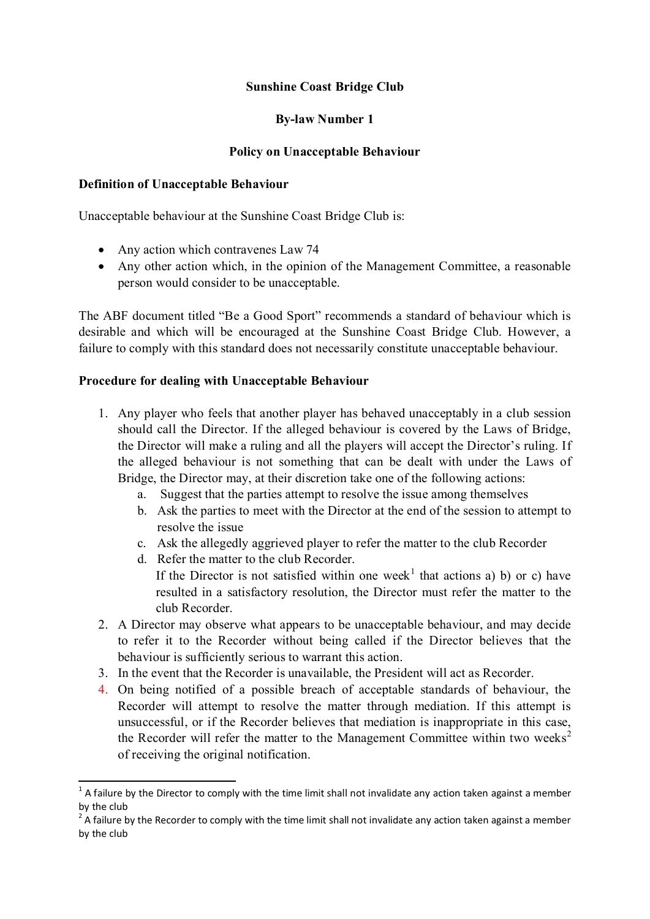# Sunshine Coast Bridge Club

## By-law Number 1

## Policy on Unacceptable Behaviour

### Definition of Unacceptable Behaviour

Unacceptable behaviour at the Sunshine Coast Bridge Club is:

- Any action which contravenes Law 74
- Any other action which, in the opinion of the Management Committee, a reasonable person would consider to be unacceptable.

The ABF document titled "Be a Good Sport" recommends a standard of behaviour which is desirable and which will be encouraged at the Sunshine Coast Bridge Club. However, a failure to comply with this standard does not necessarily constitute unacceptable behaviour.

### Procedure for dealing with Unacceptable Behaviour

1. Any player who feels that another player has behaved unacceptably in a club session should call the Director. If the alleged behaviour is covered by the Laws of Bridge, the Director will make a ruling and all the players will accept the Director's ruling. If the alleged behaviour is not something that can be dealt with under the Laws of Bridge, the Director may, at their discretion take one of the following actions:
   a. Suggest that the parties attempt to resolve the issue among themselves
   b. Ask the parties to meet with the Director at the end of the session to attempt to resolve the issue
   c. Ask the allegedly aggrieved player to refer the matter to the club Recorder
   d. Refer the matter to the club Recorder.
   If the Director is not satisfied within one week[1] that actions a) b) or c) have resulted in a satisfactory resolution, the Director must refer the matter to the club Recorder.
2. A Director may observe what appears to be unacceptable behaviour, and may decide to refer it to the Recorder without being called if the Director believes that the behaviour is sufficiently serious to warrant this action.
3. In the event that the Recorder is unavailable, the President will act as Recorder.
4. On being notified of a possible breach of acceptable standards of behaviour, the Recorder will attempt to resolve the matter through mediation. If this attempt is unsuccessful, or if the Recorder believes that mediation is inappropriate in this case, the Recorder will refer the matter to the Management Committee within two weeks[2] of receiving the original notification.

---

[1] A failure by the Director to comply with the time limit shall not invalidate any action taken against a member by the club

[2] A failure by the Recorder to comply with the time limit shall not invalidate any action taken against a member by the club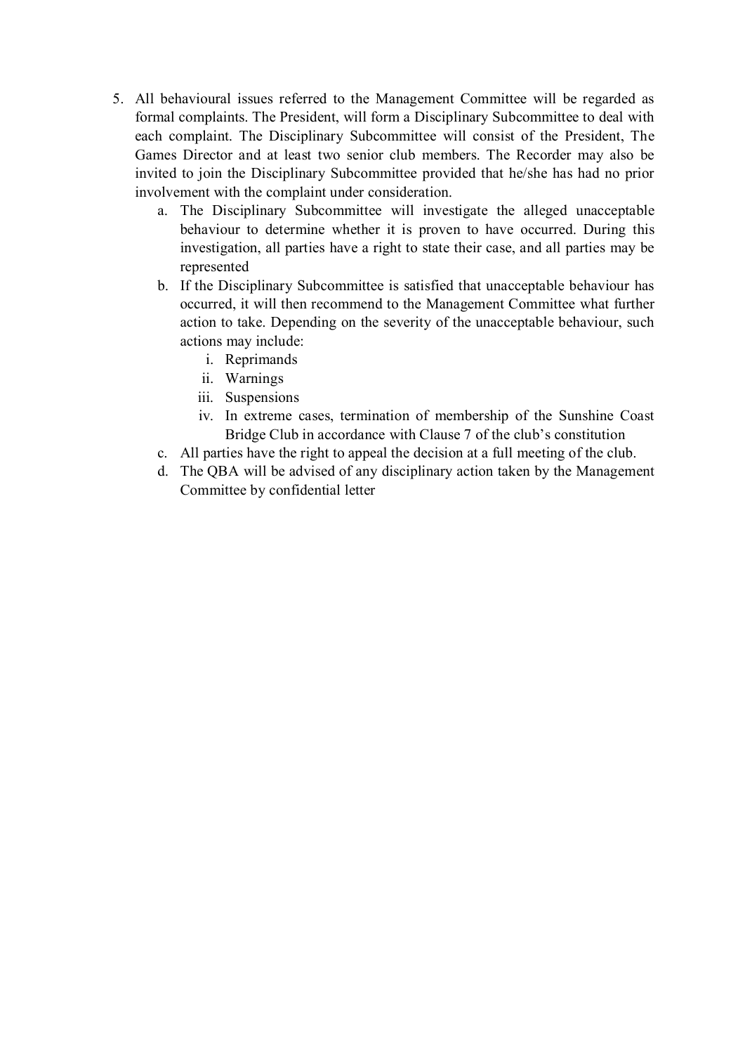5. All behavioural issues referred to the Management Committee will be regarded as formal complaints. The President, will form a Disciplinary Subcommittee to deal with each complaint. The Disciplinary Subcommittee will consist of the President, The Games Director and at least two senior club members. The Recorder may also be invited to join the Disciplinary Subcommittee provided that he/she has had no prior involvement with the complaint under consideration.
    a. The Disciplinary Subcommittee will investigate the alleged unacceptable behaviour to determine whether it is proven to have occurred. During this investigation, all parties have a right to state their case, and all parties may be represented
    b. If the Disciplinary Subcommittee is satisfied that unacceptable behaviour has occurred, it will then recommend to the Management Committee what further action to take. Depending on the severity of the unacceptable behaviour, such actions may include:
        i. Reprimands
        ii. Warnings
        iii. Suspensions
        iv. In extreme cases, termination of membership of the Sunshine Coast Bridge Club in accordance with Clause 7 of the club's constitution
    c. All parties have the right to appeal the decision at a full meeting of the club.
    d. The QBA will be advised of any disciplinary action taken by the Management Committee by confidential letter